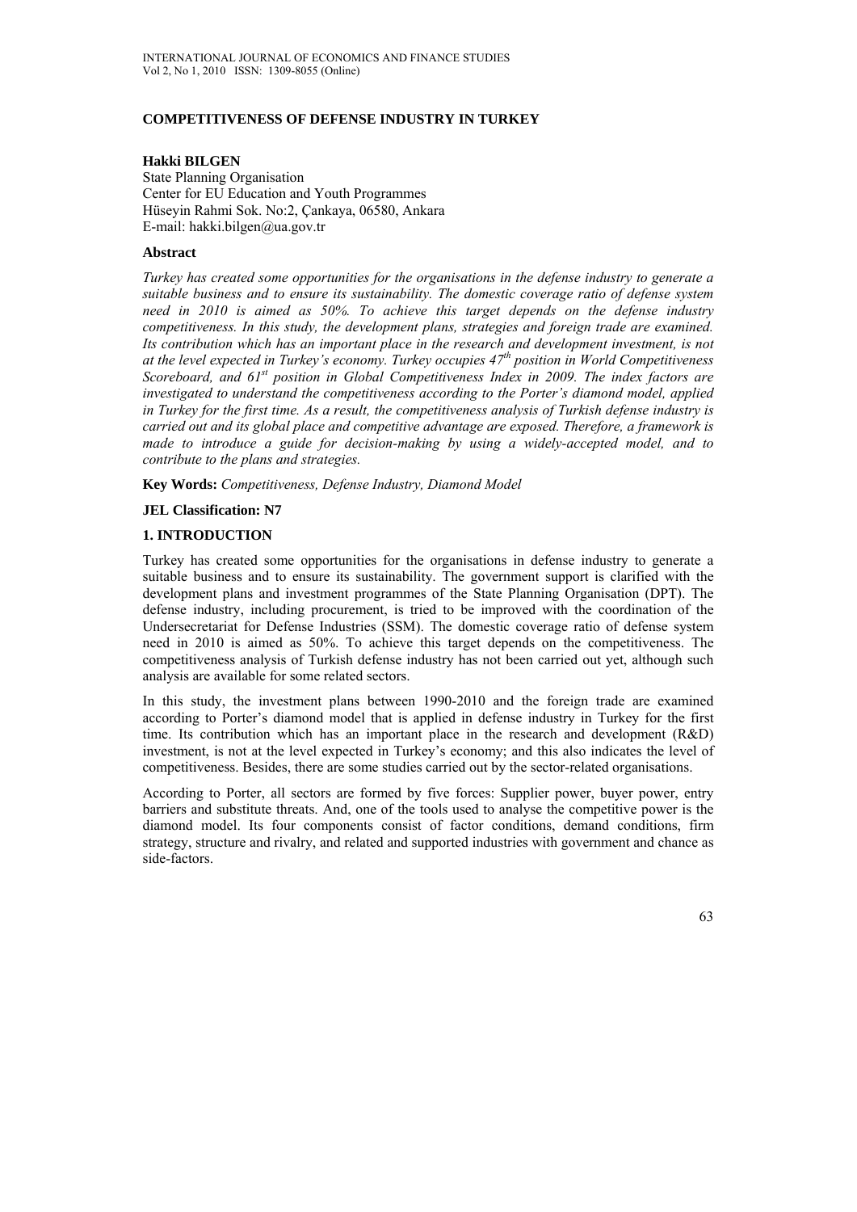# COMPETITIVENESS OF DEFENSE INDUSTRY IN TURKEY

**Hakki BILGEN**
State Planning Organisation
Center for EU Education and Youth Programmes
Hüseyin Rahmi Sok. No:2, Çankaya, 06580, Ankara
E-mail: hakki.bilgen@ua.gov.tr

## Abstract

*Turkey has created some opportunities for the organisations in the defense industry to generate a suitable business and to ensure its sustainability. The domestic coverage ratio of defense system need in 2010 is aimed as 50%. To achieve this target depends on the defense industry competitiveness. In this study, the development plans, strategies and foreign trade are examined. Its contribution which has an important place in the research and development investment, is not at the level expected in Turkey's economy. Turkey occupies 47th position in World Competitiveness Scoreboard, and 61st position in Global Competitiveness Index in 2009. The index factors are investigated to understand the competitiveness according to the Porter's diamond model, applied in Turkey for the first time. As a result, the competitiveness analysis of Turkish defense industry is carried out and its global place and competitive advantage are exposed. Therefore, a framework is made to introduce a guide for decision-making by using a widely-accepted model, and to contribute to the plans and strategies.*

**Key Words:** *Competitiveness, Defense Industry, Diamond Model*

**JEL Classification: N7**

## 1. INTRODUCTION

Turkey has created some opportunities for the organisations in defense industry to generate a suitable business and to ensure its sustainability. The government support is clarified with the development plans and investment programmes of the State Planning Organisation (DPT). The defense industry, including procurement, is tried to be improved with the coordination of the Undersecretariat for Defense Industries (SSM). The domestic coverage ratio of defense system need in 2010 is aimed as 50%. To achieve this target depends on the competitiveness. The competitiveness analysis of Turkish defense industry has not been carried out yet, although such analysis are available for some related sectors.

In this study, the investment plans between 1990-2010 and the foreign trade are examined according to Porter's diamond model that is applied in defense industry in Turkey for the first time. Its contribution which has an important place in the research and development (R&D) investment, is not at the level expected in Turkey's economy; and this also indicates the level of competitiveness. Besides, there are some studies carried out by the sector-related organisations.

According to Porter, all sectors are formed by five forces: Supplier power, buyer power, entry barriers and substitute threats. And, one of the tools used to analyse the competitive power is the diamond model. Its four components consist of factor conditions, demand conditions, firm strategy, structure and rivalry, and related and supported industries with government and chance as side-factors.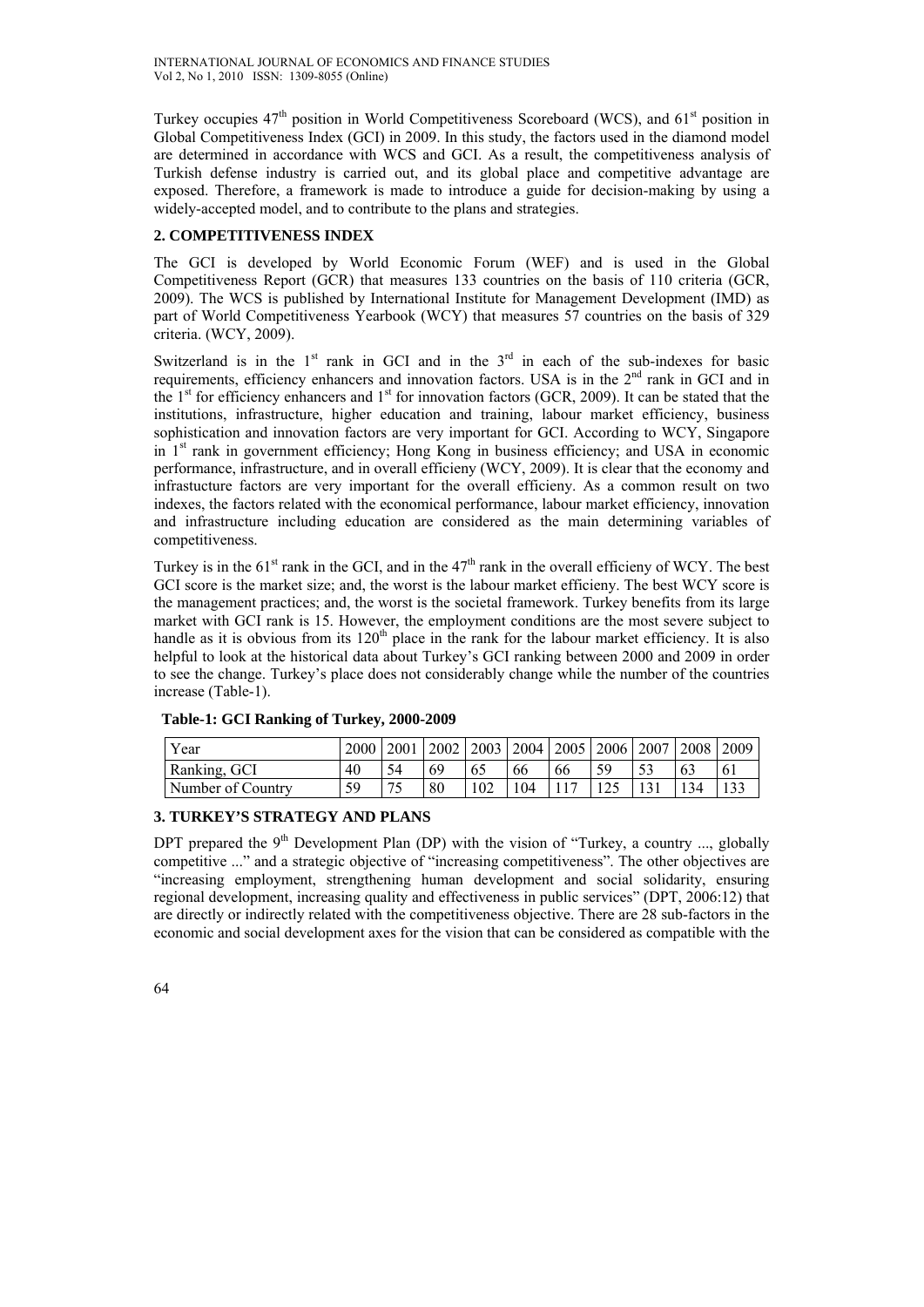Turkey occupies 47th position in World Competitiveness Scoreboard (WCS), and 61st position in Global Competitiveness Index (GCI) in 2009. In this study, the factors used in the diamond model are determined in accordance with WCS and GCI. As a result, the competitiveness analysis of Turkish defense industry is carried out, and its global place and competitive advantage are exposed. Therefore, a framework is made to introduce a guide for decision-making by using a widely-accepted model, and to contribute to the plans and strategies.

## 2. COMPETITIVENESS INDEX

The GCI is developed by World Economic Forum (WEF) and is used in the Global Competitiveness Report (GCR) that measures 133 countries on the basis of 110 criteria (GCR, 2009). The WCS is published by International Institute for Management Development (IMD) as part of World Competitiveness Yearbook (WCY) that measures 57 countries on the basis of 329 criteria. (WCY, 2009).

Switzerland is in the 1st rank in GCI and in the 3rd in each of the sub-indexes for basic requirements, efficiency enhancers and innovation factors. USA is in the 2nd rank in GCI and in the 1st for efficiency enhancers and 1st for innovation factors (GCR, 2009). It can be stated that the institutions, infrastructure, higher education and training, labour market efficiency, business sophistication and innovation factors are very important for GCI. According to WCY, Singapore in 1st rank in government efficiency; Hong Kong in business efficiency; and USA in economic performance, infrastructure, and in overall efficieny (WCY, 2009). It is clear that the economy and infrastucture factors are very important for the overall efficieny. As a common result on two indexes, the factors related with the economical performance, labour market efficiency, innovation and infrastructure including education are considered as the main determining variables of competitiveness.

Turkey is in the 61st rank in the GCI, and in the 47th rank in the overall efficieny of WCY. The best GCI score is the market size; and, the worst is the labour market efficieny. The best WCY score is the management practices; and, the worst is the societal framework. Turkey benefits from its large market with GCI rank is 15. However, the employment conditions are the most severe subject to handle as it is obvious from its 120th place in the rank for the labour market efficiency. It is also helpful to look at the historical data about Turkey's GCI ranking between 2000 and 2009 in order to see the change. Turkey's place does not considerably change while the number of the countries increase (Table-1).

**Table-1: GCI Ranking of Turkey, 2000-2009**

| Year | 2000 | 2001 | 2002 | 2003 | 2004 | 2005 | 2006 | 2007 | 2008 | 2009 |
|---|---|---|---|---|---|---|---|---|---|---|
| Ranking, GCI | 40 | 54 | 69 | 65 | 66 | 66 | 59 | 53 | 63 | 61 |
| Number of Country | 59 | 75 | 80 | 102 | 104 | 117 | 125 | 131 | 134 | 133 |

## 3. TURKEY'S STRATEGY AND PLANS

DPT prepared the 9th Development Plan (DP) with the vision of "Turkey, a country ..., globally competitive ..." and a strategic objective of "increasing competitiveness". The other objectives are "increasing employment, strengthening human development and social solidarity, ensuring regional development, increasing quality and effectiveness in public services" (DPT, 2006:12) that are directly or indirectly related with the competitiveness objective. There are 28 sub-factors in the economic and social development axes for the vision that can be considered as compatible with the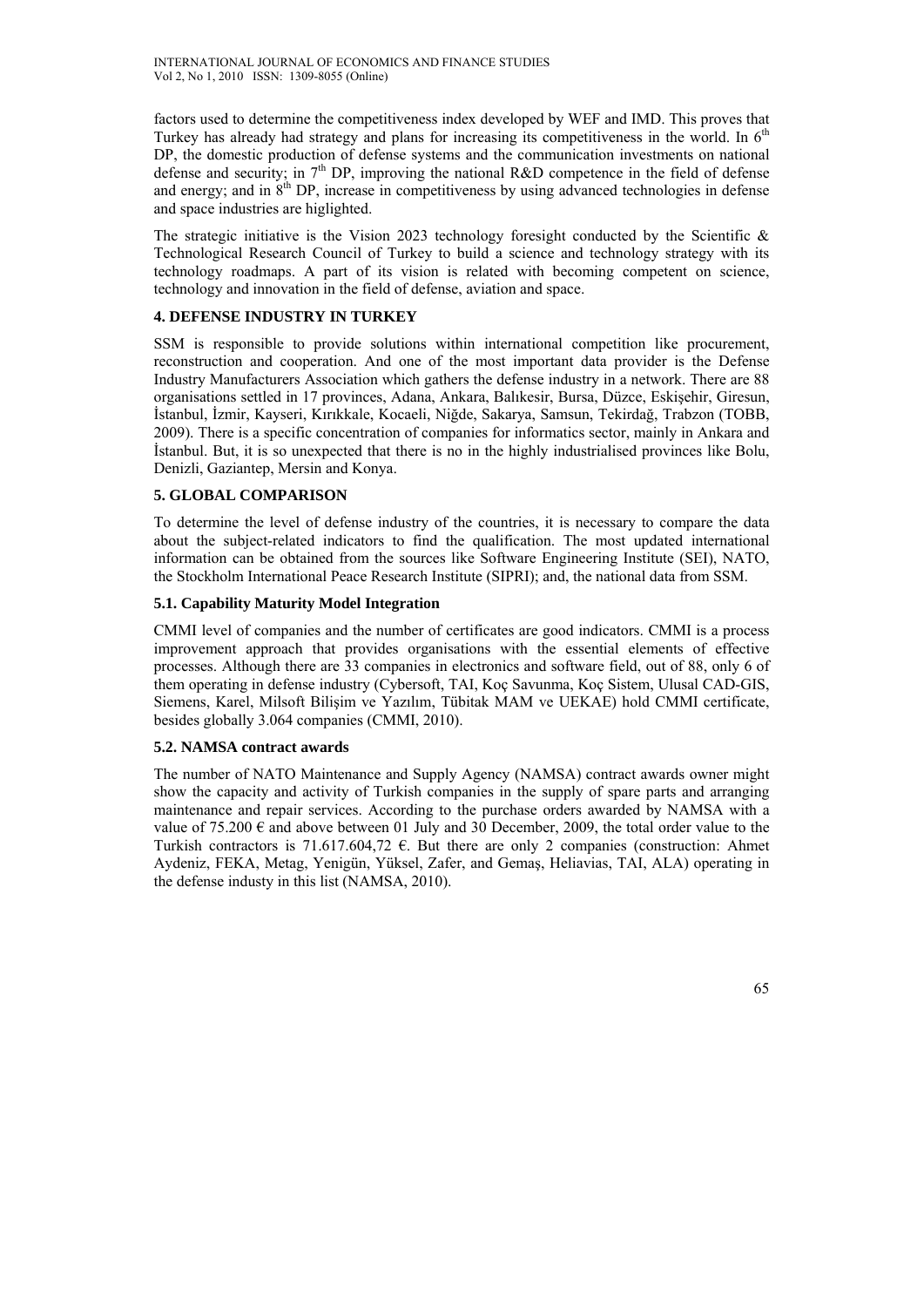factors used to determine the competitiveness index developed by WEF and IMD. This proves that Turkey has already had strategy and plans for increasing its competitiveness in the world. In 6[th] DP, the domestic production of defense systems and the communication investments on national defense and security; in 7[th] DP, improving the national R&D competence in the field of defense and energy; and in 8[th] DP, increase in competitiveness by using advanced technologies in defense and space industries are higlighted.

The strategic initiative is the Vision 2023 technology foresight conducted by the Scientific & Technological Research Council of Turkey to build a science and technology strategy with its technology roadmaps. A part of its vision is related with becoming competent on science, technology and innovation in the field of defense, aviation and space.

## 4. DEFENSE INDUSTRY IN TURKEY

SSM is responsible to provide solutions within international competition like procurement, reconstruction and cooperation. And one of the most important data provider is the Defense Industry Manufacturers Association which gathers the defense industry in a network. There are 88 organisations settled in 17 provinces, Adana, Ankara, Balıkesir, Bursa, Düzce, Eskişehir, Giresun, İstanbul, İzmir, Kayseri, Kırıkkale, Kocaeli, Niğde, Sakarya, Samsun, Tekirdağ, Trabzon (TOBB, 2009). There is a specific concentration of companies for informatics sector, mainly in Ankara and İstanbul. But, it is so unexpected that there is no in the highly industrialised provinces like Bolu, Denizli, Gaziantep, Mersin and Konya.

## 5. GLOBAL COMPARISON

To determine the level of defense industry of the countries, it is necessary to compare the data about the subject-related indicators to find the qualification. The most updated international information can be obtained from the sources like Software Engineering Institute (SEI), NATO, the Stockholm International Peace Research Institute (SIPRI); and, the national data from SSM.

### 5.1. Capability Maturity Model Integration

CMMI level of companies and the number of certificates are good indicators. CMMI is a process improvement approach that provides organisations with the essential elements of effective processes. Although there are 33 companies in electronics and software field, out of 88, only 6 of them operating in defense industry (Cybersoft, TAI, Koç Savunma, Koç Sistem, Ulusal CAD-GIS, Siemens, Karel, Milsoft Bilişim ve Yazılım, Tübitak MAM ve UEKAE) hold CMMI certificate, besides globally 3.064 companies (CMMI, 2010).

### 5.2. NAMSA contract awards

The number of NATO Maintenance and Supply Agency (NAMSA) contract awards owner might show the capacity and activity of Turkish companies in the supply of spare parts and arranging maintenance and repair services. According to the purchase orders awarded by NAMSA with a value of 75.200 € and above between 01 July and 30 December, 2009, the total order value to the Turkish contractors is 71.617.604,72 €. But there are only 2 companies (construction: Ahmet Aydeniz, FEKA, Metag, Yenigün, Yüksel, Zafer, and Gemaş, Heliavias, TAI, ALA) operating in the defense industy in this list (NAMSA, 2010).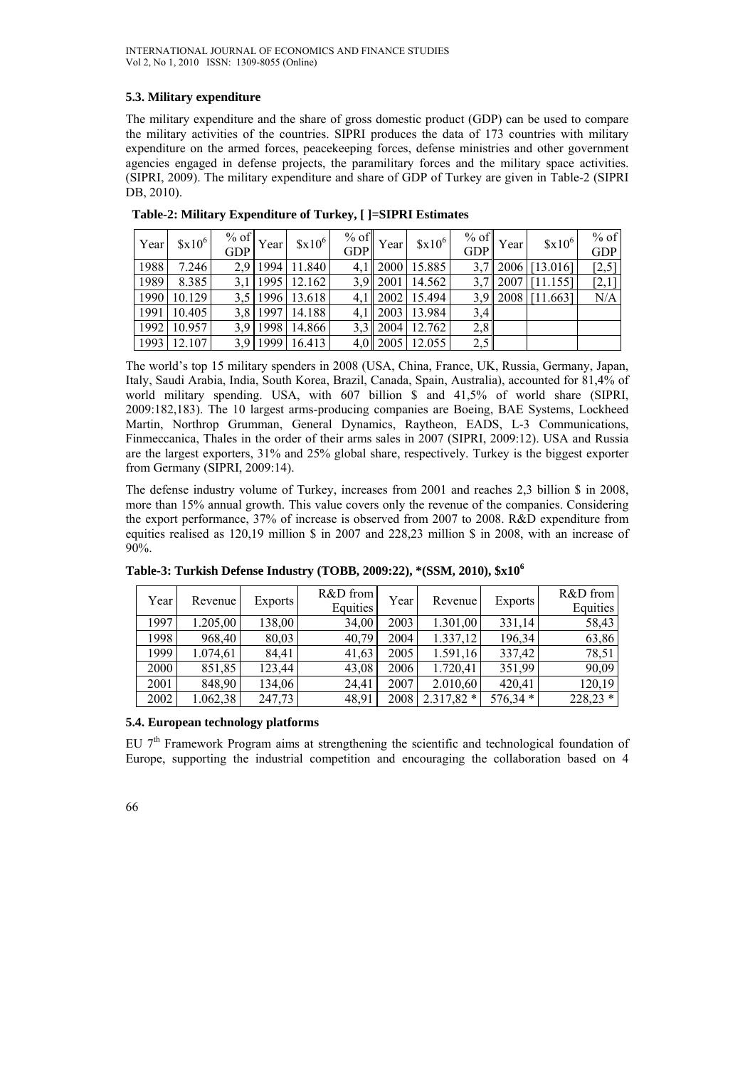### 5.3. Military expenditure

The military expenditure and the share of gross domestic product (GDP) can be used to compare the military activities of the countries. SIPRI produces the data of 173 countries with military expenditure on the armed forces, peacekeeping forces, defense ministries and other government agencies engaged in defense projects, the paramilitary forces and the military space activities. (SIPRI, 2009). The military expenditure and share of GDP of Turkey are given in Table-2 (SIPRI DB, 2010).

**Table-2: Military Expenditure of Turkey, [ ]=SIPRI Estimates**

| Year | $\$x10^6$ | % of GDP | Year | $\$x10^6$ | % of GDP | Year | $\$x10^6$ | % of GDP | Year | $\$x10^6$ | % of GDP |
|---|---|---|---|---|---|---|---|---|---|---|---|
| 1988 | 7.246 | 2,9 | 1994 | 11.840 | 4,1 | 2000 | 15.885 | 3,7 | 2006 | [13.016] | [2,5] |
| 1989 | 8.385 | 3,1 | 1995 | 12.162 | 3,9 | 2001 | 14.562 | 3,7 | 2007 | [11.155] | [2,1] |
| 1990 | 10.129 | 3,5 | 1996 | 13.618 | 4,1 | 2002 | 15.494 | 3,9 | 2008 | [11.663] | N/A |
| 1991 | 10.405 | 3,8 | 1997 | 14.188 | 4,1 | 2003 | 13.984 | 3,4 | | | |
| 1992 | 10.957 | 3,9 | 1998 | 14.866 | 3,3 | 2004 | 12.762 | 2,8 | | | |
| 1993 | 12.107 | 3,9 | 1999 | 16.413 | 4,0 | 2005 | 12.055 | 2,5 | | | |

The world's top 15 military spenders in 2008 (USA, China, France, UK, Russia, Germany, Japan, Italy, Saudi Arabia, India, South Korea, Brazil, Canada, Spain, Australia), accounted for 81,4% of world military spending. USA, with 607 billion $ and 41,5% of world share (SIPRI, 2009:182,183). The 10 largest arms-producing companies are Boeing, BAE Systems, Lockheed Martin, Northrop Grumman, General Dynamics, Raytheon, EADS, L-3 Communications, Finmeccanica, Thales in the order of their arms sales in 2007 (SIPRI, 2009:12). USA and Russia are the largest exporters, 31% and 25% global share, respectively. Turkey is the biggest exporter from Germany (SIPRI, 2009:14).

The defense industry volume of Turkey, increases from 2001 and reaches 2,3 billion $ in 2008, more than 15% annual growth. This value covers only the revenue of the companies. Considering the export performance, 37% of increase is observed from 2007 to 2008. R&D expenditure from equities realised as 120,19 million $ in 2007 and 228,23 million $ in 2008, with an increase of 90%.

**Table-3: Turkish Defense Industry (TOBB, 2009:22), *(SSM, 2010), $\$x10^6$**

| Year | Revenue | Exports | R&D from Equities | Year | Revenue | Exports | R&D from Equities |
|---|---|---|---|---|---|---|---|
| 1997 | 1.205,00 | 138,00 | 34,00 | 2003 | 1.301,00 | 331,14 | 58,43 |
| 1998 | 968,40 | 80,03 | 40,79 | 2004 | 1.337,12 | 196,34 | 63,86 |
| 1999 | 1.074,61 | 84,41 | 41,63 | 2005 | 1.591,16 | 337,42 | 78,51 |
| 2000 | 851,85 | 123,44 | 43,08 | 2006 | 1.720,41 | 351,99 | 90,09 |
| 2001 | 848,90 | 134,06 | 24,41 | 2007 | 2.010,60 | 420,41 | 120,19 |
| 2002 | 1.062,38 | 247,73 | 48,91 | 2008 | 2.317,82 * | 576,34 * | 228,23 * |

### 5.4. European technology platforms

EU 7th Framework Program aims at strengthening the scientific and technological foundation of Europe, supporting the industrial competition and encouraging the collaboration based on 4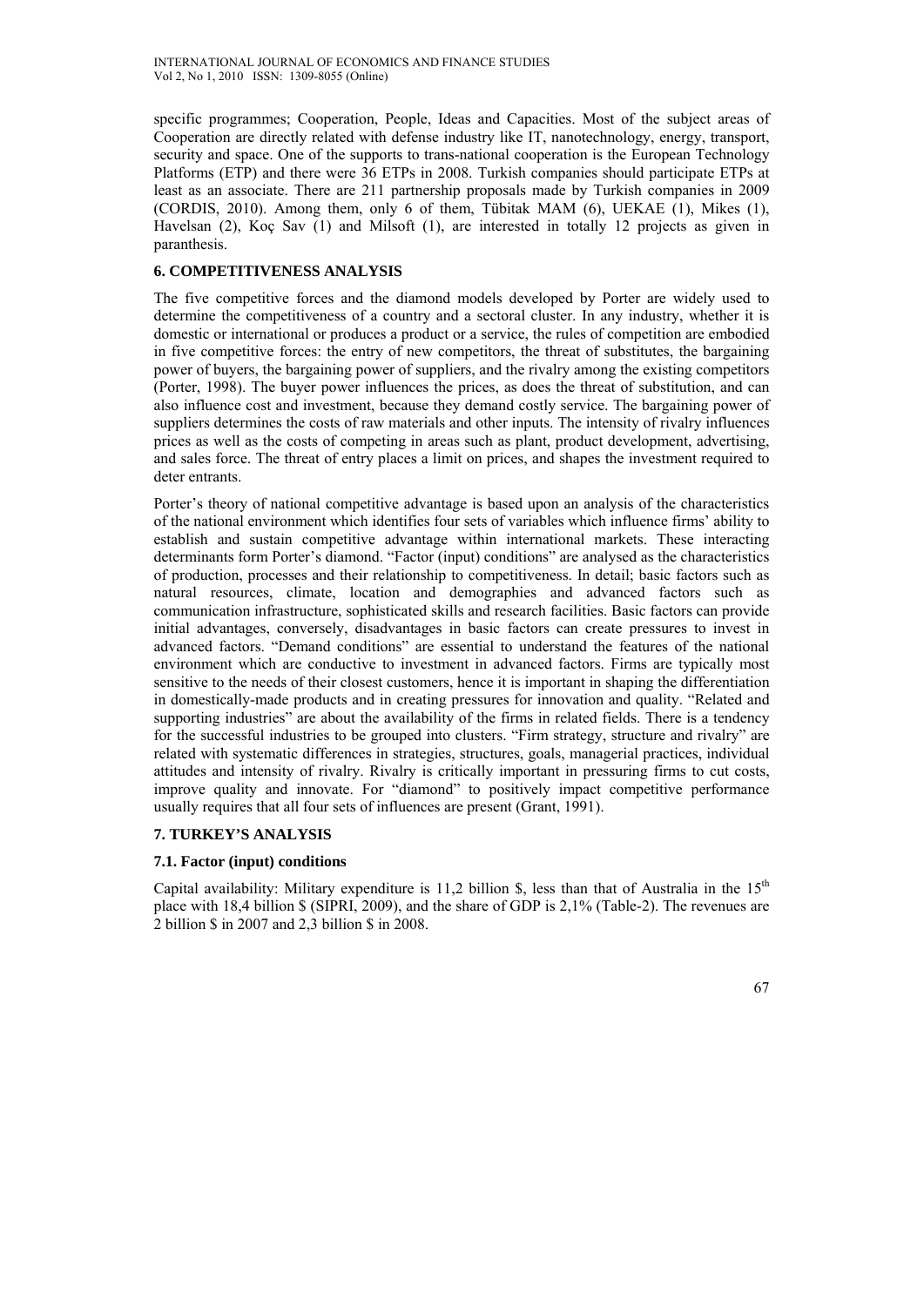specific programmes; Cooperation, People, Ideas and Capacities. Most of the subject areas of Cooperation are directly related with defense industry like IT, nanotechnology, energy, transport, security and space. One of the supports to trans-national cooperation is the European Technology Platforms (ETP) and there were 36 ETPs in 2008. Turkish companies should participate ETPs at least as an associate. There are 211 partnership proposals made by Turkish companies in 2009 (CORDIS, 2010). Among them, only 6 of them, Tübitak MAM (6), UEKAE (1), Mikes (1), Havelsan (2), Koç Sav (1) and Milsoft (1), are interested in totally 12 projects as given in paranthesis.

## 6. COMPETITIVENESS ANALYSIS

The five competitive forces and the diamond models developed by Porter are widely used to determine the competitiveness of a country and a sectoral cluster. In any industry, whether it is domestic or international or produces a product or a service, the rules of competition are embodied in five competitive forces: the entry of new competitors, the threat of substitutes, the bargaining power of buyers, the bargaining power of suppliers, and the rivalry among the existing competitors (Porter, 1998). The buyer power influences the prices, as does the threat of substitution, and can also influence cost and investment, because they demand costly service. The bargaining power of suppliers determines the costs of raw materials and other inputs. The intensity of rivalry influences prices as well as the costs of competing in areas such as plant, product development, advertising, and sales force. The threat of entry places a limit on prices, and shapes the investment required to deter entrants.

Porter's theory of national competitive advantage is based upon an analysis of the characteristics of the national environment which identifies four sets of variables which influence firms' ability to establish and sustain competitive advantage within international markets. These interacting determinants form Porter's diamond. "Factor (input) conditions" are analysed as the characteristics of production, processes and their relationship to competitiveness. In detail; basic factors such as natural resources, climate, location and demographies and advanced factors such as communication infrastructure, sophisticated skills and research facilities. Basic factors can provide initial advantages, conversely, disadvantages in basic factors can create pressures to invest in advanced factors. "Demand conditions" are essential to understand the features of the national environment which are conductive to investment in advanced factors. Firms are typically most sensitive to the needs of their closest customers, hence it is important in shaping the differentiation in domestically-made products and in creating pressures for innovation and quality. "Related and supporting industries" are about the availability of the firms in related fields. There is a tendency for the successful industries to be grouped into clusters. "Firm strategy, structure and rivalry" are related with systematic differences in strategies, structures, goals, managerial practices, individual attitudes and intensity of rivalry. Rivalry is critically important in pressuring firms to cut costs, improve quality and innovate. For "diamond" to positively impact competitive performance usually requires that all four sets of influences are present (Grant, 1991).

## 7. TURKEY'S ANALYSIS

### 7.1. Factor (input) conditions

Capital availability: Military expenditure is 11,2 billion \$, less than that of Australia in the 15$^{th}$ place with 18,4 billion \$ (SIPRI, 2009), and the share of GDP is 2,1% (Table-2). The revenues are 2 billion \$ in 2007 and 2,3 billion \$ in 2008.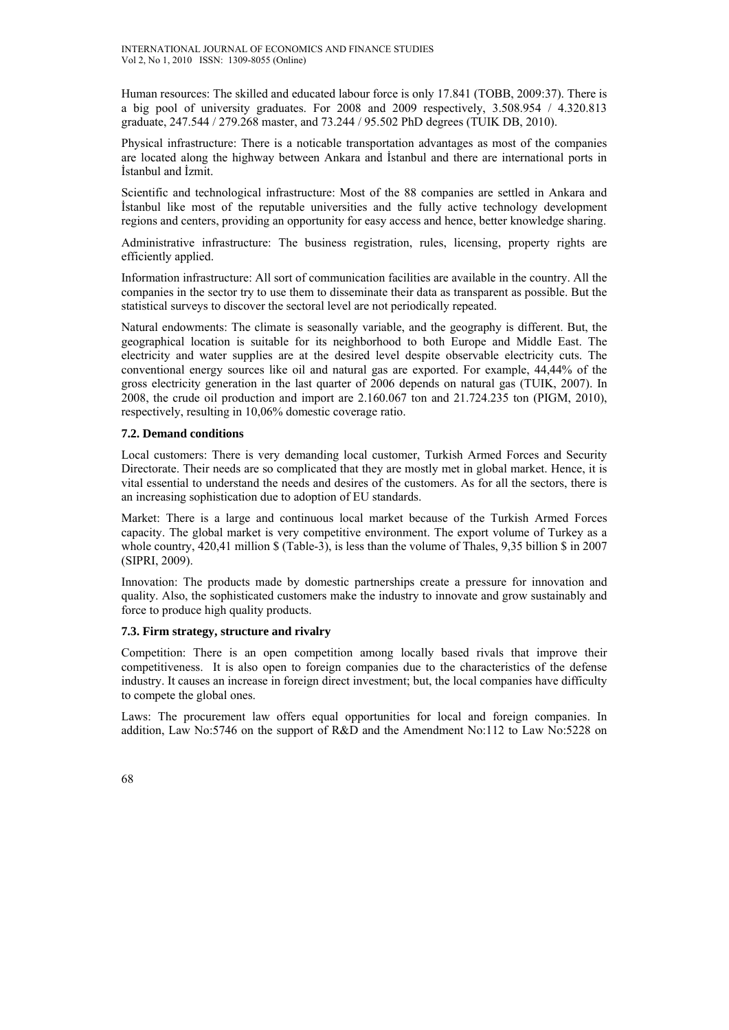Human resources: The skilled and educated labour force is only 17.841 (TOBB, 2009:37). There is a big pool of university graduates. For 2008 and 2009 respectively, 3.508.954 / 4.320.813 graduate, 247.544 / 279.268 master, and 73.244 / 95.502 PhD degrees (TUIK DB, 2010).

Physical infrastructure: There is a noticable transportation advantages as most of the companies are located along the highway between Ankara and İstanbul and there are international ports in İstanbul and İzmit.

Scientific and technological infrastructure: Most of the 88 companies are settled in Ankara and İstanbul like most of the reputable universities and the fully active technology development regions and centers, providing an opportunity for easy access and hence, better knowledge sharing.

Administrative infrastructure: The business registration, rules, licensing, property rights are efficiently applied.

Information infrastructure: All sort of communication facilities are available in the country. All the companies in the sector try to use them to disseminate their data as transparent as possible. But the statistical surveys to discover the sectoral level are not periodically repeated.

Natural endowments: The climate is seasonally variable, and the geography is different. But, the geographical location is suitable for its neighborhood to both Europe and Middle East. The electricity and water supplies are at the desired level despite observable electricity cuts. The conventional energy sources like oil and natural gas are exported. For example, 44,44% of the gross electricity generation in the last quarter of 2006 depends on natural gas (TUIK, 2007). In 2008, the crude oil production and import are 2.160.067 ton and 21.724.235 ton (PIGM, 2010), respectively, resulting in 10,06% domestic coverage ratio.

### 7.2. Demand conditions

Local customers: There is very demanding local customer, Turkish Armed Forces and Security Directorate. Their needs are so complicated that they are mostly met in global market. Hence, it is vital essential to understand the needs and desires of the customers. As for all the sectors, there is an increasing sophistication due to adoption of EU standards.

Market: There is a large and continuous local market because of the Turkish Armed Forces capacity. The global market is very competitive environment. The export volume of Turkey as a whole country, 420,41 million $ (Table-3), is less than the volume of Thales, 9,35 billion $ in 2007 (SIPRI, 2009).

Innovation: The products made by domestic partnerships create a pressure for innovation and quality. Also, the sophisticated customers make the industry to innovate and grow sustainably and force to produce high quality products.

### 7.3. Firm strategy, structure and rivalry

Competition: There is an open competition among locally based rivals that improve their competitiveness. It is also open to foreign companies due to the characteristics of the defense industry. It causes an increase in foreign direct investment; but, the local companies have difficulty to compete the global ones.

Laws: The procurement law offers equal opportunities for local and foreign companies. In addition, Law No:5746 on the support of R&D and the Amendment No:112 to Law No:5228 on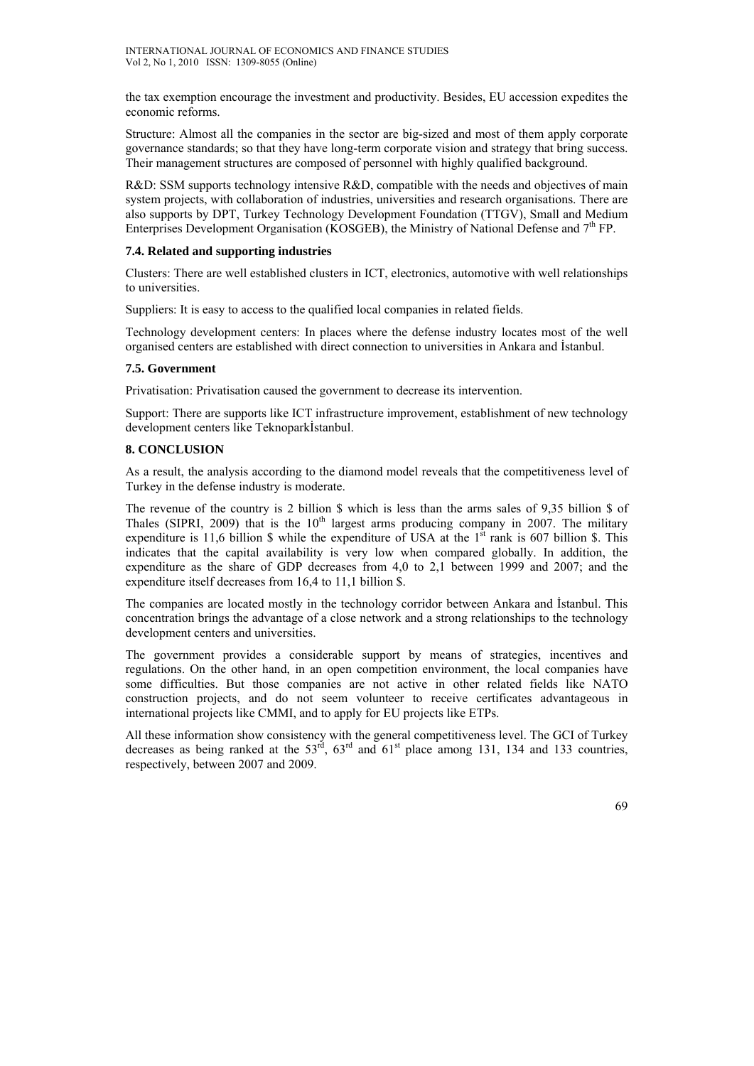the tax exemption encourage the investment and productivity. Besides, EU accession expedites the economic reforms.

Structure: Almost all the companies in the sector are big-sized and most of them apply corporate governance standards; so that they have long-term corporate vision and strategy that bring success. Their management structures are composed of personnel with highly qualified background.

R&D: SSM supports technology intensive R&D, compatible with the needs and objectives of main system projects, with collaboration of industries, universities and research organisations. There are also supports by DPT, Turkey Technology Development Foundation (TTGV), Small and Medium Enterprises Development Organisation (KOSGEB), the Ministry of National Defense and 7th FP.

### 7.4. Related and supporting industries

Clusters: There are well established clusters in ICT, electronics, automotive with well relationships to universities.

Suppliers: It is easy to access to the qualified local companies in related fields.

Technology development centers: In places where the defense industry locates most of the well organised centers are established with direct connection to universities in Ankara and İstanbul.

### 7.5. Government

Privatisation: Privatisation caused the government to decrease its intervention.

Support: There are supports like ICT infrastructure improvement, establishment of new technology development centers like Teknoparkİstanbul.

## 8. CONCLUSION

As a result, the analysis according to the diamond model reveals that the competitiveness level of Turkey in the defense industry is moderate.

The revenue of the country is 2 billion $ which is less than the arms sales of 9,35 billion $ of Thales (SIPRI, 2009) that is the 10th largest arms producing company in 2007. The military expenditure is 11,6 billion $ while the expenditure of USA at the 1st rank is 607 billion $. This indicates that the capital availability is very low when compared globally. In addition, the expenditure as the share of GDP decreases from 4,0 to 2,1 between 1999 and 2007; and the expenditure itself decreases from 16,4 to 11,1 billion $.

The companies are located mostly in the technology corridor between Ankara and İstanbul. This concentration brings the advantage of a close network and a strong relationships to the technology development centers and universities.

The government provides a considerable support by means of strategies, incentives and regulations. On the other hand, in an open competition environment, the local companies have some difficulties. But those companies are not active in other related fields like NATO construction projects, and do not seem volunteer to receive certificates advantageous in international projects like CMMI, and to apply for EU projects like ETPs.

All these information show consistency with the general competitiveness level. The GCI of Turkey decreases as being ranked at the 53rd, 63rd and 61st place among 131, 134 and 133 countries, respectively, between 2007 and 2009.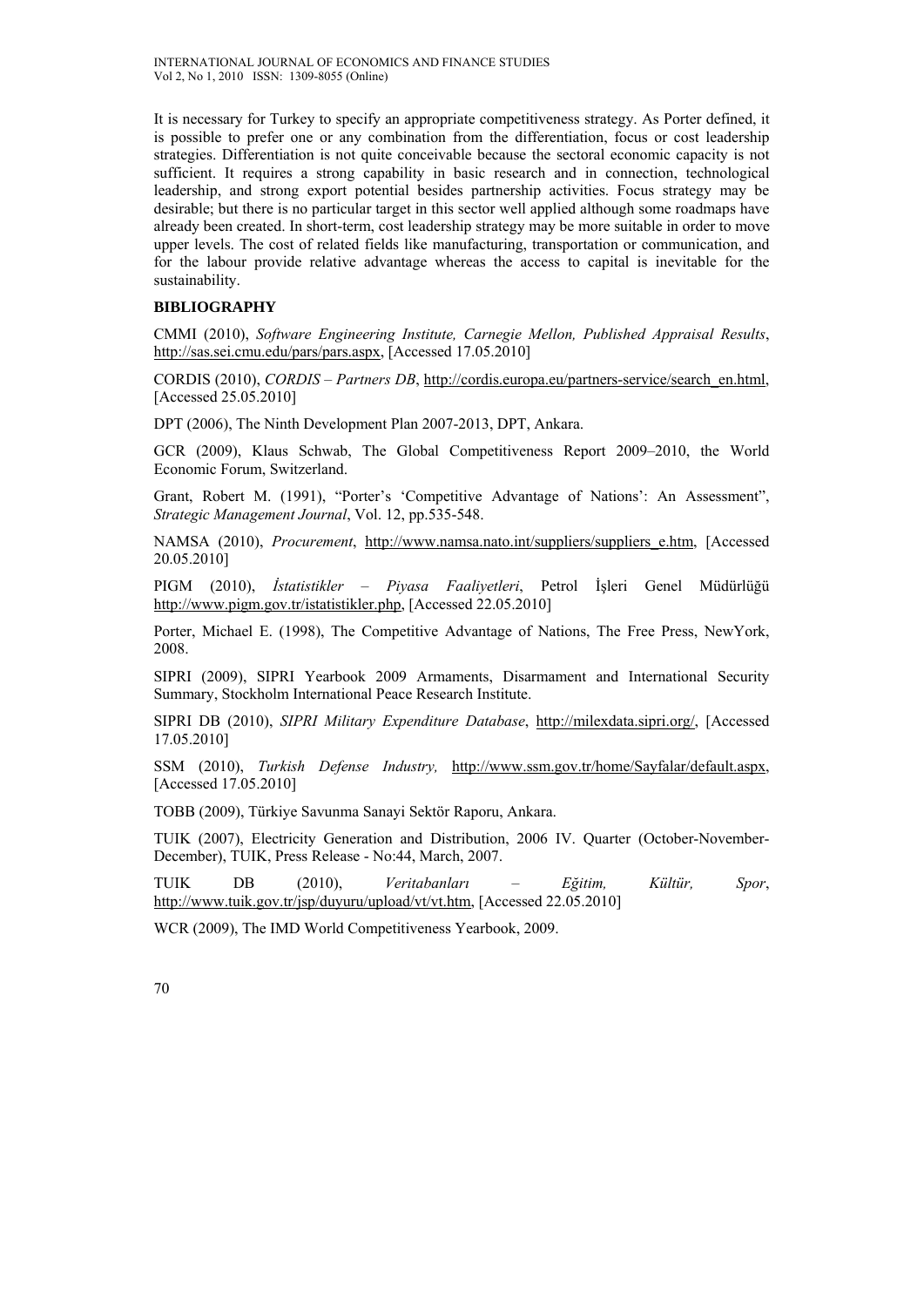It is necessary for Turkey to specify an appropriate competitiveness strategy. As Porter defined, it is possible to prefer one or any combination from the differentiation, focus or cost leadership strategies. Differentiation is not quite conceivable because the sectoral economic capacity is not sufficient. It requires a strong capability in basic research and in connection, technological leadership, and strong export potential besides partnership activities. Focus strategy may be desirable; but there is no particular target in this sector well applied although some roadmaps have already been created. In short-term, cost leadership strategy may be more suitable in order to move upper levels. The cost of related fields like manufacturing, transportation or communication, and for the labour provide relative advantage whereas the access to capital is inevitable for the sustainability.

## BIBLIOGRAPHY

CMMI (2010), *Software Engineering Institute, Carnegie Mellon, Published Appraisal Results*, http://sas.sei.cmu.edu/pars/pars.aspx, [Accessed 17.05.2010]

CORDIS (2010), *CORDIS – Partners DB*, http://cordis.europa.eu/partners-service/search_en.html, [Accessed 25.05.2010]

DPT (2006), The Ninth Development Plan 2007-2013, DPT, Ankara.

GCR (2009), Klaus Schwab, The Global Competitiveness Report 2009–2010, the World Economic Forum, Switzerland.

Grant, Robert M. (1991), "Porter's 'Competitive Advantage of Nations': An Assessment", *Strategic Management Journal*, Vol. 12, pp.535-548.

NAMSA (2010), *Procurement*, http://www.namsa.nato.int/suppliers/suppliers_e.htm, [Accessed 20.05.2010]

PIGM (2010), *İstatistikler – Piyasa Faaliyetleri*, Petrol İşleri Genel Müdürlüğü http://www.pigm.gov.tr/istatistikler.php, [Accessed 22.05.2010]

Porter, Michael E. (1998), The Competitive Advantage of Nations, The Free Press, NewYork, 2008.

SIPRI (2009), SIPRI Yearbook 2009 Armaments, Disarmament and International Security Summary, Stockholm International Peace Research Institute.

SIPRI DB (2010), *SIPRI Military Expenditure Database*, http://milexdata.sipri.org/, [Accessed 17.05.2010]

SSM (2010), *Turkish Defense Industry,* http://www.ssm.gov.tr/home/Sayfalar/default.aspx, [Accessed 17.05.2010]

TOBB (2009), Türkiye Savunma Sanayi Sektör Raporu, Ankara.

TUIK (2007), Electricity Generation and Distribution, 2006 IV. Quarter (October-November-December), TUIK, Press Release - No:44, March, 2007.

TUIK DB (2010), *Veritabanları – Eğitim, Kültür, Spor*, http://www.tuik.gov.tr/jsp/duyuru/upload/vt/vt.htm, [Accessed 22.05.2010]

WCR (2009), The IMD World Competitiveness Yearbook, 2009.